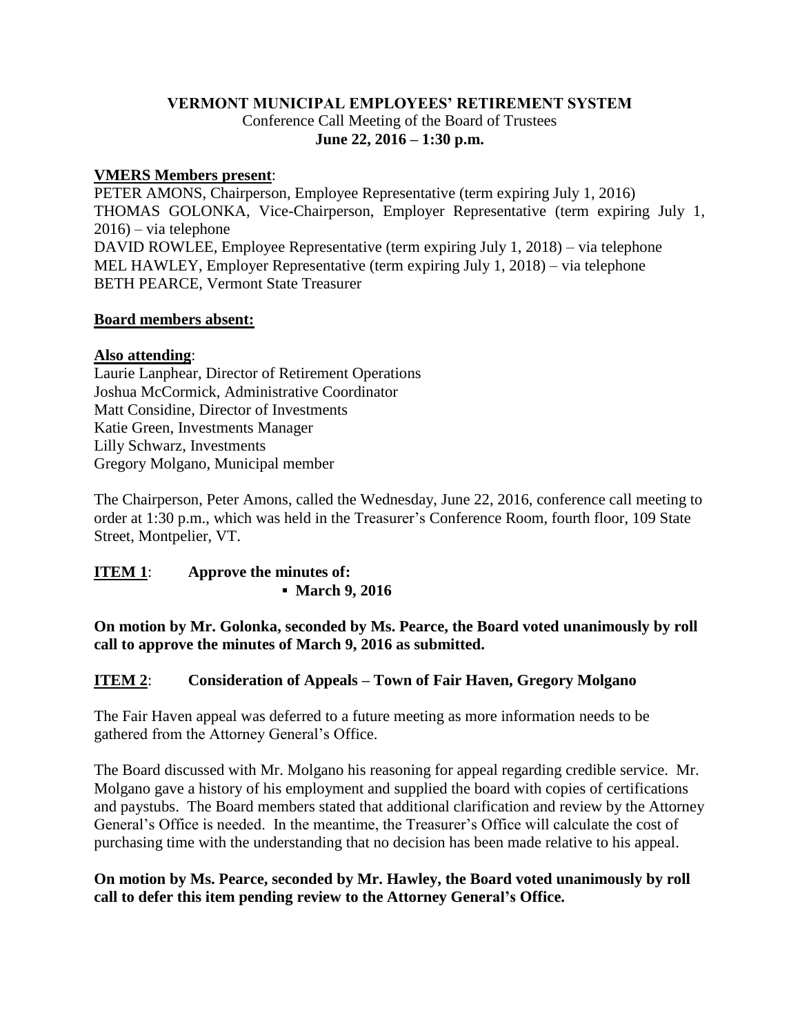# VERMONT MUNICIPAL EMPLOYEES' RETIREMENT SYSTEM

Conference Call Meeting of the Board of Trustees

**June 22, 2016 – 1:30 p.m.**

**VMERS Members present**:

PETER AMONS, Chairperson, Employee Representative (term expiring July 1, 2016)
THOMAS GOLONKA, Vice-Chairperson, Employer Representative (term expiring July 1, 2016) – via telephone
DAVID ROWLEE, Employee Representative (term expiring July 1, 2018) – via telephone
MEL HAWLEY, Employer Representative (term expiring July 1, 2018) – via telephone
BETH PEARCE, Vermont State Treasurer

**Board members absent:**

**Also attending**:

Laurie Lanphear, Director of Retirement Operations
Joshua McCormick, Administrative Coordinator
Matt Considine, Director of Investments
Katie Green, Investments Manager
Lilly Schwarz, Investments
Gregory Molgano, Municipal member

The Chairperson, Peter Amons, called the Wednesday, June 22, 2016, conference call meeting to order at 1:30 p.m., which was held in the Treasurer's Conference Room, fourth floor, 109 State Street, Montpelier, VT.

**ITEM 1**: **Approve the minutes of:**

- **March 9, 2016**

**On motion by Mr. Golonka, seconded by Ms. Pearce, the Board voted unanimously by roll call to approve the minutes of March 9, 2016 as submitted.**

**ITEM 2**: **Consideration of Appeals – Town of Fair Haven, Gregory Molgano**

The Fair Haven appeal was deferred to a future meeting as more information needs to be gathered from the Attorney General's Office.

The Board discussed with Mr. Molgano his reasoning for appeal regarding credible service. Mr. Molgano gave a history of his employment and supplied the board with copies of certifications and paystubs. The Board members stated that additional clarification and review by the Attorney General's Office is needed. In the meantime, the Treasurer's Office will calculate the cost of purchasing time with the understanding that no decision has been made relative to his appeal.

**On motion by Ms. Pearce, seconded by Mr. Hawley, the Board voted unanimously by roll call to defer this item pending review to the Attorney General's Office.**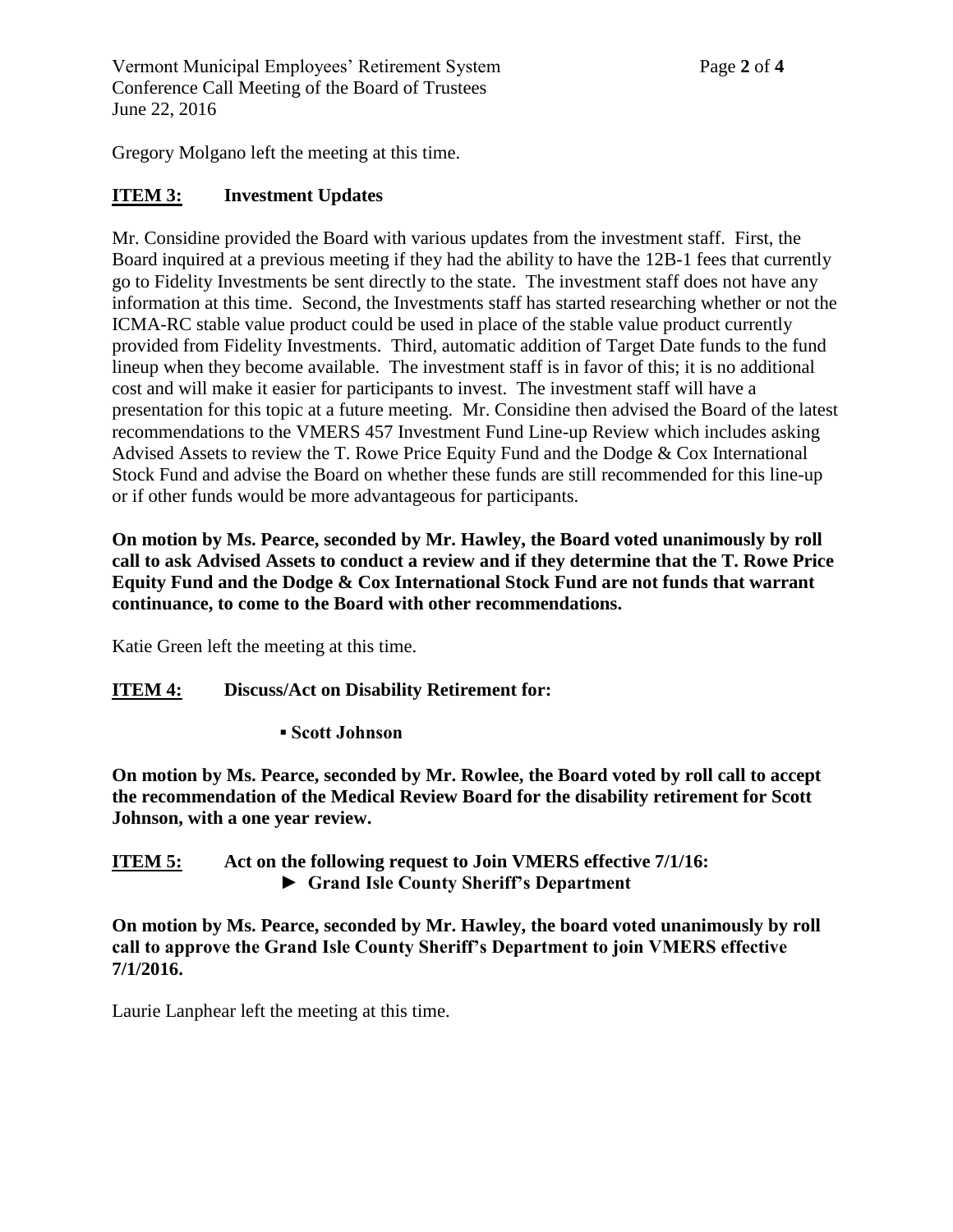Gregory Molgano left the meeting at this time.

**ITEM 3: Investment Updates**

Mr. Considine provided the Board with various updates from the investment staff. First, the Board inquired at a previous meeting if they had the ability to have the 12B-1 fees that currently go to Fidelity Investments be sent directly to the state. The investment staff does not have any information at this time. Second, the Investments staff has started researching whether or not the ICMA-RC stable value product could be used in place of the stable value product currently provided from Fidelity Investments. Third, automatic addition of Target Date funds to the fund lineup when they become available. The investment staff is in favor of this; it is no additional cost and will make it easier for participants to invest. The investment staff will have a presentation for this topic at a future meeting. Mr. Considine then advised the Board of the latest recommendations to the VMERS 457 Investment Fund Line-up Review which includes asking Advised Assets to review the T. Rowe Price Equity Fund and the Dodge & Cox International Stock Fund and advise the Board on whether these funds are still recommended for this line-up or if other funds would be more advantageous for participants.

**On motion by Ms. Pearce, seconded by Mr. Hawley, the Board voted unanimously by roll call to ask Advised Assets to conduct a review and if they determine that the T. Rowe Price Equity Fund and the Dodge & Cox International Stock Fund are not funds that warrant continuance, to come to the Board with other recommendations.**

Katie Green left the meeting at this time.

**ITEM 4: Discuss/Act on Disability Retirement for:**

- **Scott Johnson**

**On motion by Ms. Pearce, seconded by Mr. Rowlee, the Board voted by roll call to accept the recommendation of the Medical Review Board for the disability retirement for Scott Johnson, with a one year review.**

**ITEM 5: Act on the following request to Join VMERS effective 7/1/16:**

- **Grand Isle County Sheriff's Department**

**On motion by Ms. Pearce, seconded by Mr. Hawley, the board voted unanimously by roll call to approve the Grand Isle County Sheriff's Department to join VMERS effective 7/1/2016.**

Laurie Lanphear left the meeting at this time.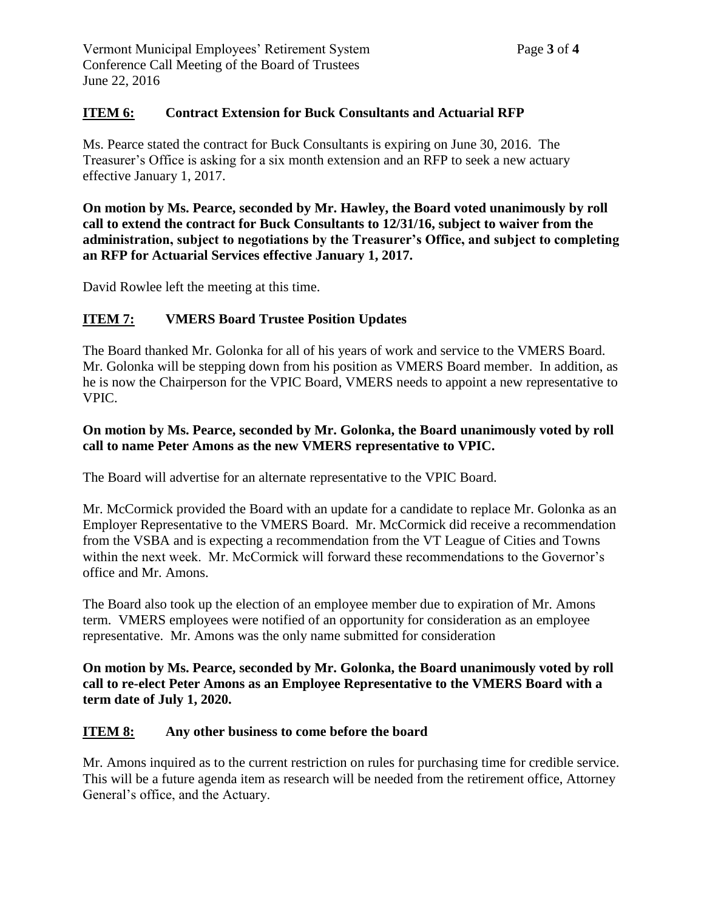## **ITEM 6:** Contract Extension for Buck Consultants and Actuarial RFP

Ms. Pearce stated the contract for Buck Consultants is expiring on June 30, 2016. The Treasurer's Office is asking for a six month extension and an RFP to seek a new actuary effective January 1, 2017.

**On motion by Ms. Pearce, seconded by Mr. Hawley, the Board voted unanimously by roll call to extend the contract for Buck Consultants to 12/31/16, subject to waiver from the administration, subject to negotiations by the Treasurer's Office, and subject to completing an RFP for Actuarial Services effective January 1, 2017.**

David Rowlee left the meeting at this time.

## **ITEM 7:** VMERS Board Trustee Position Updates

The Board thanked Mr. Golonka for all of his years of work and service to the VMERS Board. Mr. Golonka will be stepping down from his position as VMERS Board member. In addition, as he is now the Chairperson for the VPIC Board, VMERS needs to appoint a new representative to VPIC.

**On motion by Ms. Pearce, seconded by Mr. Golonka, the Board unanimously voted by roll call to name Peter Amons as the new VMERS representative to VPIC.**

The Board will advertise for an alternate representative to the VPIC Board.

Mr. McCormick provided the Board with an update for a candidate to replace Mr. Golonka as an Employer Representative to the VMERS Board. Mr. McCormick did receive a recommendation from the VSBA and is expecting a recommendation from the VT League of Cities and Towns within the next week. Mr. McCormick will forward these recommendations to the Governor's office and Mr. Amons.

The Board also took up the election of an employee member due to expiration of Mr. Amons term. VMERS employees were notified of an opportunity for consideration as an employee representative. Mr. Amons was the only name submitted for consideration

**On motion by Ms. Pearce, seconded by Mr. Golonka, the Board unanimously voted by roll call to re-elect Peter Amons as an Employee Representative to the VMERS Board with a term date of July 1, 2020.**

## **ITEM 8:** Any other business to come before the board

Mr. Amons inquired as to the current restriction on rules for purchasing time for credible service. This will be a future agenda item as research will be needed from the retirement office, Attorney General's office, and the Actuary.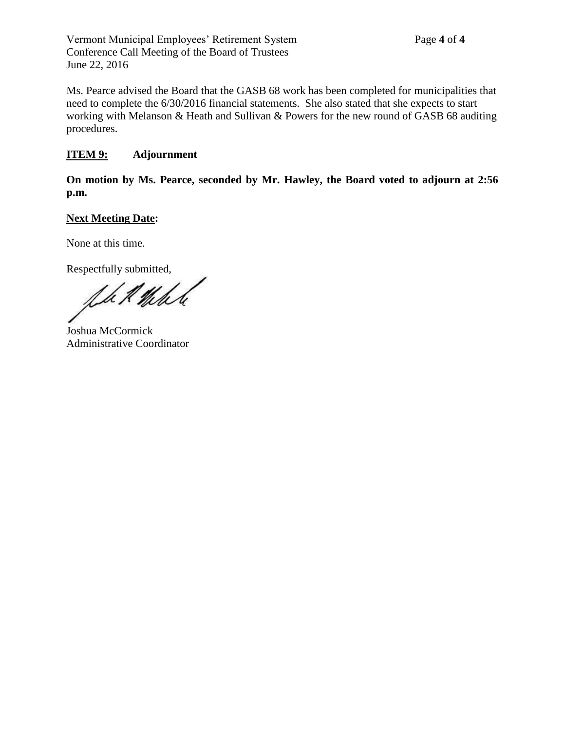Ms. Pearce advised the Board that the GASB 68 work has been completed for municipalities that need to complete the 6/30/2016 financial statements. She also stated that she expects to start working with Melanson & Heath and Sullivan & Powers for the new round of GASB 68 auditing procedures.

**ITEM 9: Adjournment**

**On motion by Ms. Pearce, seconded by Mr. Hawley, the Board voted to adjourn at 2:56 p.m.**

**Next Meeting Date:**

None at this time.

Respectfully submitted,

Joshua McCormick
Administrative Coordinator